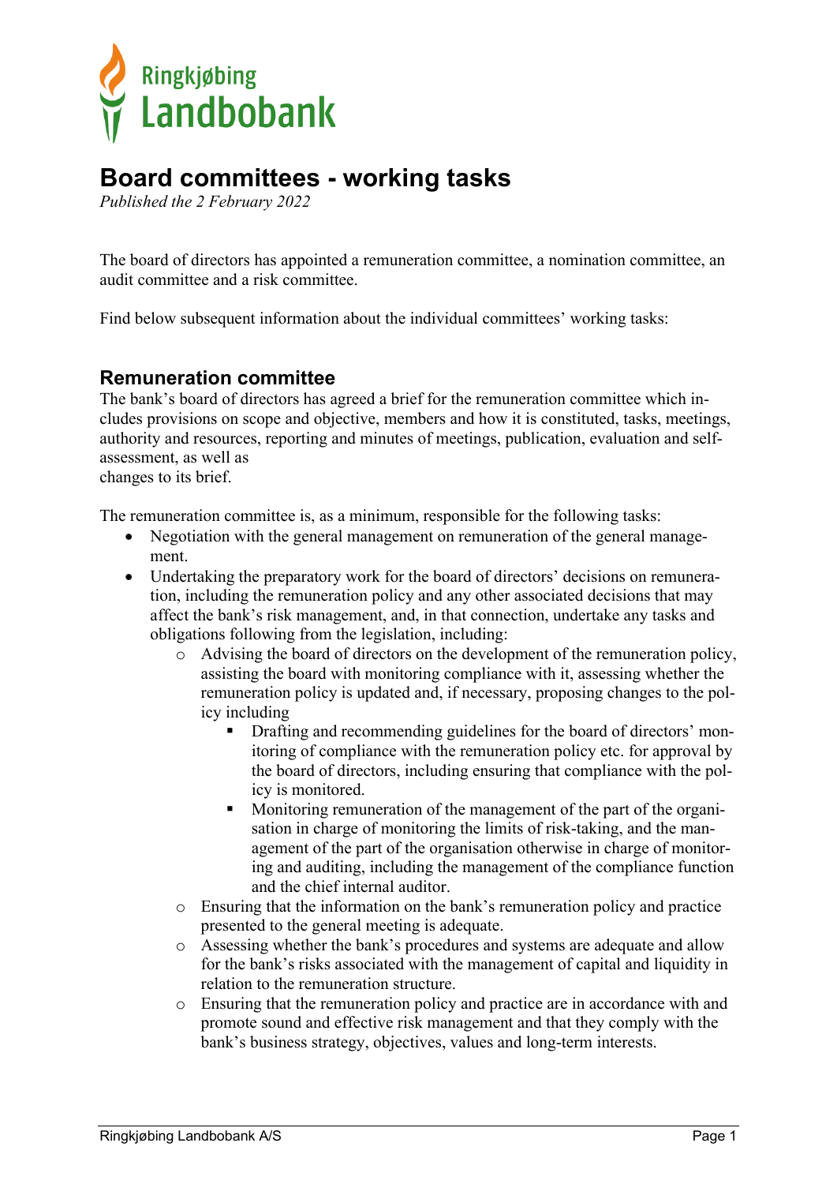Ringkjøbing
Landbobank

# Board committees - working tasks

*Published the 2 February 2022*

The board of directors has appointed a remuneration committee, a nomination committee, an audit committee and a risk committee.

Find below subsequent information about the individual committees' working tasks:

## Remuneration committee

The bank's board of directors has agreed a brief for the remuneration committee which includes provisions on scope and objective, members and how it is constituted, tasks, meetings, authority and resources, reporting and minutes of meetings, publication, evaluation and self-assessment, as well as changes to its brief.

The remuneration committee is, as a minimum, responsible for the following tasks:

- Negotiation with the general management on remuneration of the general management.
- Undertaking the preparatory work for the board of directors' decisions on remuneration, including the remuneration policy and any other associated decisions that may affect the bank's risk management, and, in that connection, undertake any tasks and obligations following from the legislation, including:
    - Advising the board of directors on the development of the remuneration policy, assisting the board with monitoring compliance with it, assessing whether the remuneration policy is updated and, if necessary, proposing changes to the policy including
        - Drafting and recommending guidelines for the board of directors' monitoring of compliance with the remuneration policy etc. for approval by the board of directors, including ensuring that compliance with the policy is monitored.
        - Monitoring remuneration of the management of the part of the organisation in charge of monitoring the limits of risk-taking, and the management of the part of the organisation otherwise in charge of monitoring and auditing, including the management of the compliance function and the chief internal auditor.
    - Ensuring that the information on the bank's remuneration policy and practice presented to the general meeting is adequate.
    - Assessing whether the bank's procedures and systems are adequate and allow for the bank's risks associated with the management of capital and liquidity in relation to the remuneration structure.
    - Ensuring that the remuneration policy and practice are in accordance with and promote sound and effective risk management and that they comply with the bank's business strategy, objectives, values and long-term interests.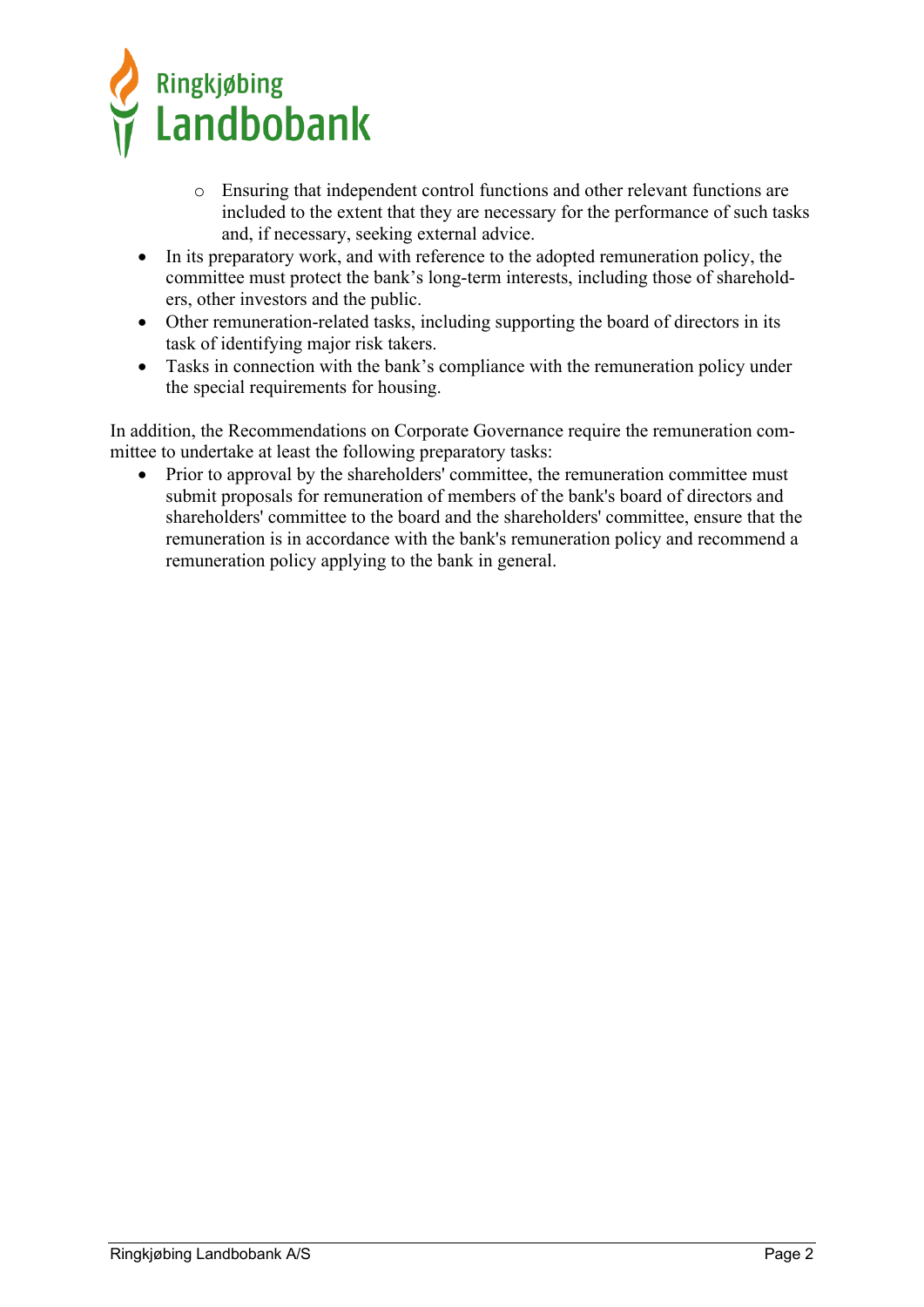- Ensuring that independent control functions and other relevant functions are included to the extent that they are necessary for the performance of such tasks and, if necessary, seeking external advice.
- In its preparatory work, and with reference to the adopted remuneration policy, the committee must protect the bank's long-term interests, including those of shareholders, other investors and the public.
- Other remuneration-related tasks, including supporting the board of directors in its task of identifying major risk takers.
- Tasks in connection with the bank's compliance with the remuneration policy under the special requirements for housing.

In addition, the Recommendations on Corporate Governance require the remuneration committee to undertake at least the following preparatory tasks:

- Prior to approval by the shareholders' committee, the remuneration committee must submit proposals for remuneration of members of the bank's board of directors and shareholders' committee to the board and the shareholders' committee, ensure that the remuneration is in accordance with the bank's remuneration policy and recommend a remuneration policy applying to the bank in general.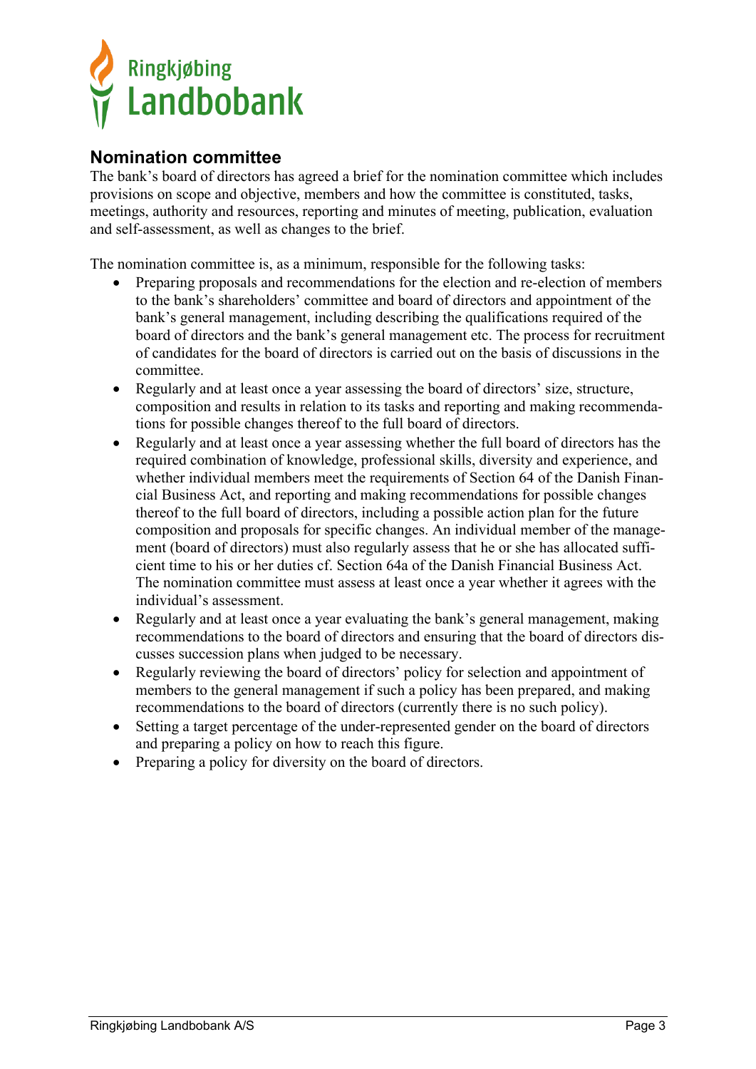## Nomination committee

The bank's board of directors has agreed a brief for the nomination committee which includes provisions on scope and objective, members and how the committee is constituted, tasks, meetings, authority and resources, reporting and minutes of meeting, publication, evaluation and self-assessment, as well as changes to the brief.

The nomination committee is, as a minimum, responsible for the following tasks:

- Preparing proposals and recommendations for the election and re-election of members to the bank's shareholders' committee and board of directors and appointment of the bank's general management, including describing the qualifications required of the board of directors and the bank's general management etc. The process for recruitment of candidates for the board of directors is carried out on the basis of discussions in the committee.
- Regularly and at least once a year assessing the board of directors' size, structure, composition and results in relation to its tasks and reporting and making recommendations for possible changes thereof to the full board of directors.
- Regularly and at least once a year assessing whether the full board of directors has the required combination of knowledge, professional skills, diversity and experience, and whether individual members meet the requirements of Section 64 of the Danish Financial Business Act, and reporting and making recommendations for possible changes thereof to the full board of directors, including a possible action plan for the future composition and proposals for specific changes. An individual member of the management (board of directors) must also regularly assess that he or she has allocated sufficient time to his or her duties cf. Section 64a of the Danish Financial Business Act. The nomination committee must assess at least once a year whether it agrees with the individual's assessment.
- Regularly and at least once a year evaluating the bank's general management, making recommendations to the board of directors and ensuring that the board of directors discusses succession plans when judged to be necessary.
- Regularly reviewing the board of directors' policy for selection and appointment of members to the general management if such a policy has been prepared, and making recommendations to the board of directors (currently there is no such policy).
- Setting a target percentage of the under-represented gender on the board of directors and preparing a policy on how to reach this figure.
- Preparing a policy for diversity on the board of directors.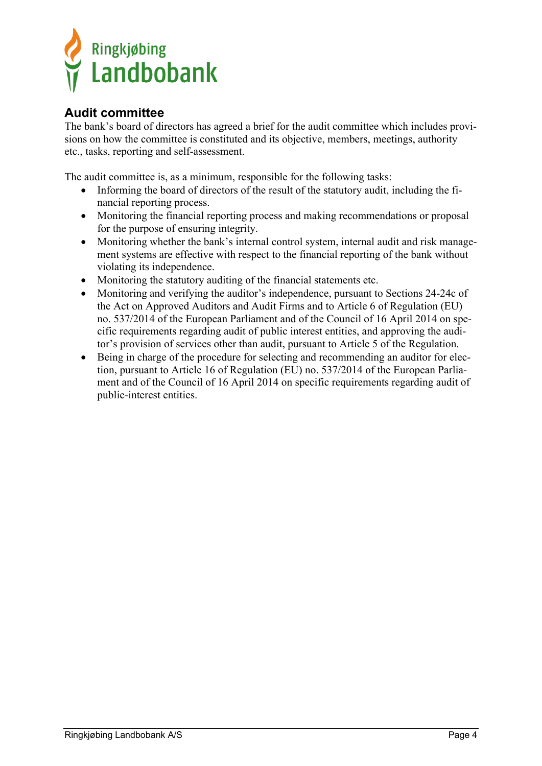## Audit committee

The bank's board of directors has agreed a brief for the audit committee which includes provisions on how the committee is constituted and its objective, members, meetings, authority etc., tasks, reporting and self-assessment.

The audit committee is, as a minimum, responsible for the following tasks:

- Informing the board of directors of the result of the statutory audit, including the financial reporting process.
- Monitoring the financial reporting process and making recommendations or proposal for the purpose of ensuring integrity.
- Monitoring whether the bank's internal control system, internal audit and risk management systems are effective with respect to the financial reporting of the bank without violating its independence.
- Monitoring the statutory auditing of the financial statements etc.
- Monitoring and verifying the auditor's independence, pursuant to Sections 24-24c of the Act on Approved Auditors and Audit Firms and to Article 6 of Regulation (EU) no. 537/2014 of the European Parliament and of the Council of 16 April 2014 on specific requirements regarding audit of public interest entities, and approving the auditor's provision of services other than audit, pursuant to Article 5 of the Regulation.
- Being in charge of the procedure for selecting and recommending an auditor for election, pursuant to Article 16 of Regulation (EU) no. 537/2014 of the European Parliament and of the Council of 16 April 2014 on specific requirements regarding audit of public-interest entities.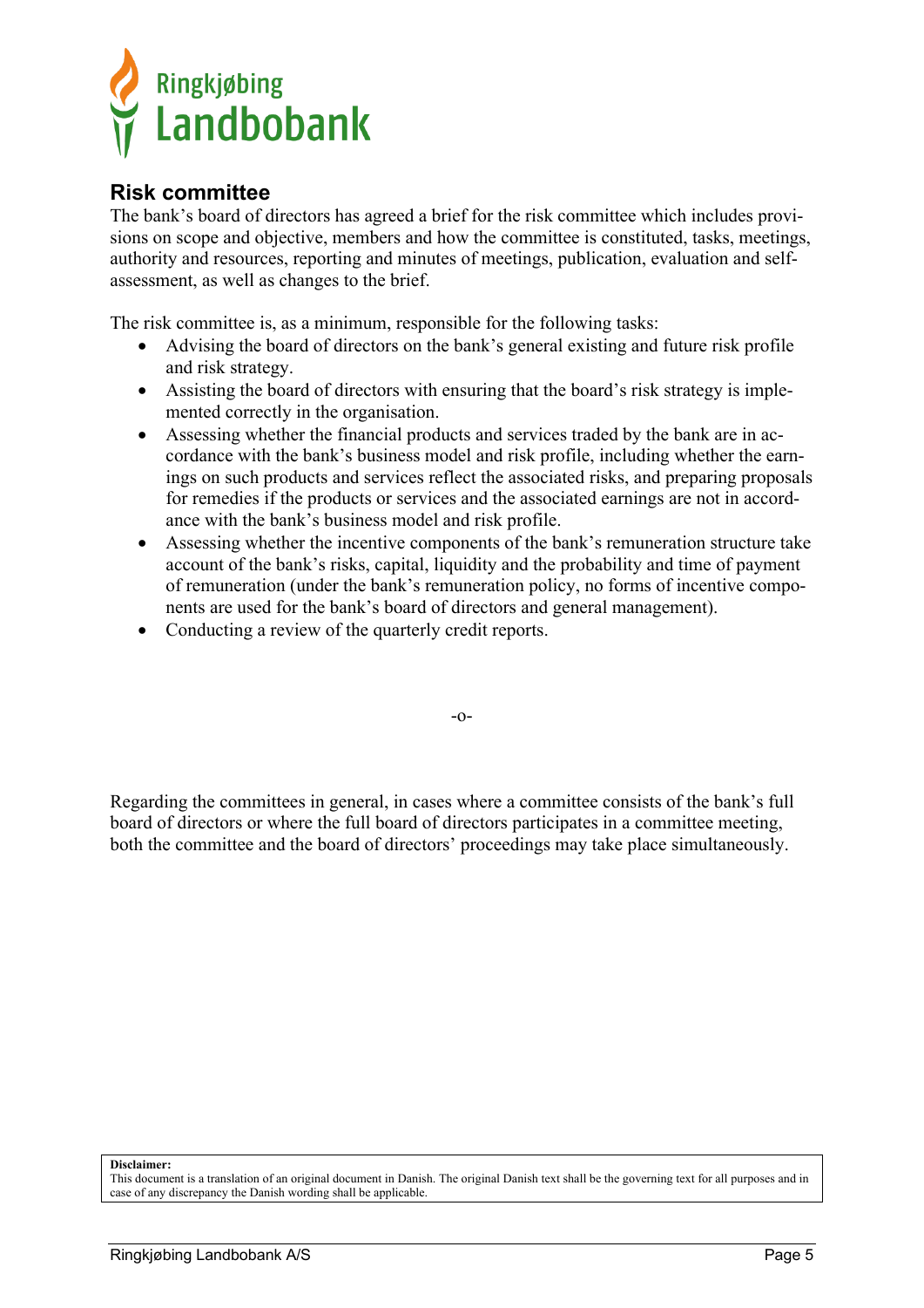## Risk committee

The bank's board of directors has agreed a brief for the risk committee which includes provisions on scope and objective, members and how the committee is constituted, tasks, meetings, authority and resources, reporting and minutes of meetings, publication, evaluation and self-assessment, as well as changes to the brief.

The risk committee is, as a minimum, responsible for the following tasks:

- Advising the board of directors on the bank's general existing and future risk profile and risk strategy.
- Assisting the board of directors with ensuring that the board's risk strategy is implemented correctly in the organisation.
- Assessing whether the financial products and services traded by the bank are in accordance with the bank's business model and risk profile, including whether the earnings on such products and services reflect the associated risks, and preparing proposals for remedies if the products or services and the associated earnings are not in accordance with the bank's business model and risk profile.
- Assessing whether the incentive components of the bank's remuneration structure take account of the bank's risks, capital, liquidity and the probability and time of payment of remuneration (under the bank's remuneration policy, no forms of incentive components are used for the bank's board of directors and general management).
- Conducting a review of the quarterly credit reports.

-o-

Regarding the committees in general, in cases where a committee consists of the bank's full board of directors or where the full board of directors participates in a committee meeting, both the committee and the board of directors' proceedings may take place simultaneously.

**Disclaimer:**
This document is a translation of an original document in Danish. The original Danish text shall be the governing text for all purposes and in case of any discrepancy the Danish wording shall be applicable.